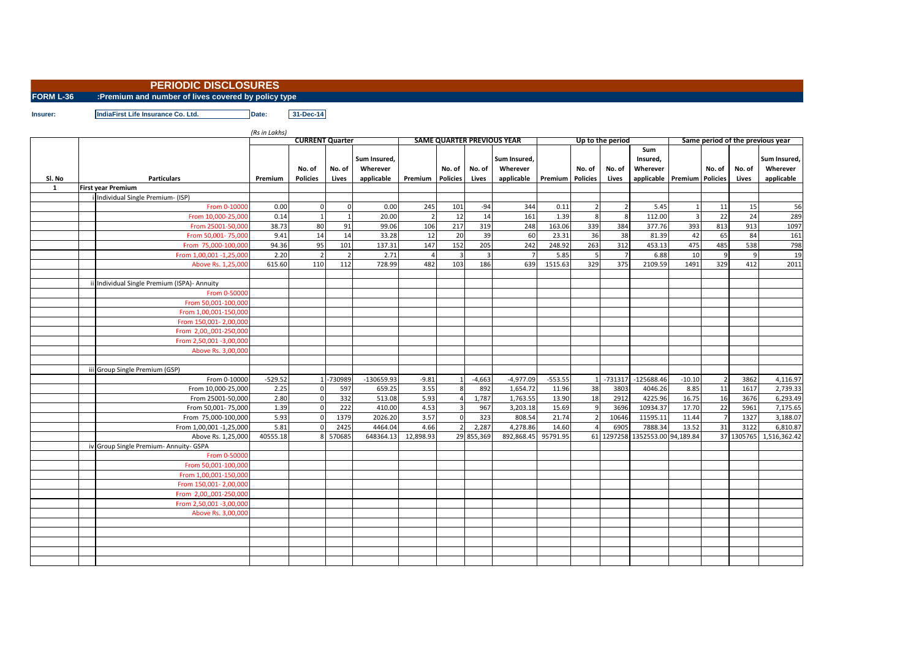# PERIODIC DISCLOSURES

**FORM L-36** **:Premium and number of lives covered by policy type**

**Insurer:** **IndiaFirst Life Insurance Co. Ltd.** **Date:** **31-Dec-14**

*(Rs in Lakhs)*

| | | CURRENT Quarter | | | | SAME QUARTER PREVIOUS YEAR | | | | Up to the period | | | | Same period of the previous year | | | |
|---|---|---|---|---|---|---|---|---|---|---|---|---|---|---|---|---|---|
| Sl. No | Particulars | Premium | No. of Policies | No. of Lives | Sum Insured, Wherever applicable | Premium | No. of Policies | No. of Lives | Sum Insured, Wherever applicable | Premium | No. of Policies | No. of Lives | Sum Insured, Wherever applicable | Premium | No. of Policies | No. of Lives | Sum Insured, Wherever applicable |
| 1 | First year Premium | | | | | | | | | | | | | | | | |
| | i Individual Single Premium- (ISP) | | | | | | | | | | | | | | | | |
| | From 0-10000 | 0.00 | 0 | 0 | 0.00 | 245 | 101 | -94 | 344 | 0.11 | 2 | 2 | 5.45 | 1 | 11 | 15 | 56 |
| | From 10,000-25,000 | 0.14 | 1 | 1 | 20.00 | 2 | 12 | 14 | 161 | 1.39 | 8 | 8 | 112.00 | 3 | 22 | 24 | 289 |
| | From 25001-50,000 | 38.73 | 80 | 91 | 99.06 | 106 | 217 | 319 | 248 | 163.06 | 339 | 384 | 377.76 | 393 | 813 | 913 | 1097 |
| | From 50,001- 75,000 | 9.41 | 14 | 14 | 33.28 | 12 | 20 | 39 | 60 | 23.31 | 36 | 38 | 81.39 | 42 | 65 | 84 | 161 |
| | From 75,000-100,000 | 94.36 | 95 | 101 | 137.31 | 147 | 152 | 205 | 242 | 248.92 | 263 | 312 | 453.13 | 475 | 485 | 538 | 798 |
| | From 1,00,001 -1,25,000 | 2.20 | 2 | 2 | 2.71 | 4 | 3 | 3 | 7 | 5.85 | 5 | 7 | 6.88 | 10 | 9 | 9 | 19 |
| | Above Rs. 1,25,000 | 615.60 | 110 | 112 | 728.99 | 482 | 103 | 186 | 639 | 1515.63 | 329 | 375 | 2109.59 | 1491 | 329 | 412 | 2011 |
| | | | | | | | | | | | | | | | | | |
| | ii Individual Single Premium (ISPA)- Annuity | | | | | | | | | | | | | | | | |
| | From 0-50000 | | | | | | | | | | | | | | | | |
| | From 50,001-100,000 | | | | | | | | | | | | | | | | |
| | From 1,00,001-150,000 | | | | | | | | | | | | | | | | |
| | From 150,001- 2,00,000 | | | | | | | | | | | | | | | | |
| | From 2,00,,001-250,000 | | | | | | | | | | | | | | | | |
| | From 2,50,001 -3,00,000 | | | | | | | | | | | | | | | | |
| | Above Rs. 3,00,000 | | | | | | | | | | | | | | | | |
| | | | | | | | | | | | | | | | | | |
| | iii Group Single Premium (GSP) | | | | | | | | | | | | | | | | |
| | From 0-10000 | -529.52 | 1 | -730989 | -130659.93 | -9.81 | 1 | -4,663 | -4,977.09 | -553.55 | 1 | -731317 | -125688.46 | -10.10 | 2 | 3862 | 4,116.97 |
| | From 10,000-25,000 | 2.25 | 0 | 597 | 659.25 | 3.55 | 8 | 892 | 1,654.72 | 11.96 | 38 | 3803 | 4046.26 | 8.85 | 11 | 1617 | 2,739.33 |
| | From 25001-50,000 | 2.80 | 0 | 332 | 513.08 | 5.93 | 4 | 1,787 | 1,763.55 | 13.90 | 18 | 2912 | 4225.96 | 16.75 | 16 | 3676 | 6,293.49 |
| | From 50,001- 75,000 | 1.39 | 0 | 222 | 410.00 | 4.53 | 3 | 967 | 3,203.18 | 15.69 | 9 | 3696 | 10934.37 | 17.70 | 22 | 5961 | 7,175.65 |
| | From 75,000-100,000 | 5.93 | 0 | 1379 | 2026.20 | 3.57 | 0 | 323 | 808.54 | 21.74 | 2 | 10646 | 11595.11 | 11.44 | 7 | 1327 | 3,188.07 |
| | From 1,00,001 -1,25,000 | 5.81 | 0 | 2425 | 4464.04 | 4.66 | 2 | 2,287 | 4,278.86 | 14.60 | 4 | 6905 | 7888.34 | 13.52 | 31 | 3122 | 6,810.87 |
| | Above Rs. 1,25,000 | 40555.18 | 8 | 570685 | 648364.13 | 12,898.93 | 29 | 855,369 | 892,868.45 | 95791.95 | 61 | 1297258 | 1352553.00 | 94,189.84 | 37 | 1305765 | 1,516,362.42 |
| | iv Group Single Premium- Annuity- GSPA | | | | | | | | | | | | | | | | |
| | From 0-50000 | | | | | | | | | | | | | | | | |
| | From 50,001-100,000 | | | | | | | | | | | | | | | | |
| | From 1,00,001-150,000 | | | | | | | | | | | | | | | | |
| | From 150,001- 2,00,000 | | | | | | | | | | | | | | | | |
| | From 2,00,,001-250,000 | | | | | | | | | | | | | | | | |
| | From 2,50,001 -3,00,000 | | | | | | | | | | | | | | | | |
| | Above Rs. 3,00,000 | | | | | | | | | | | | | | | | |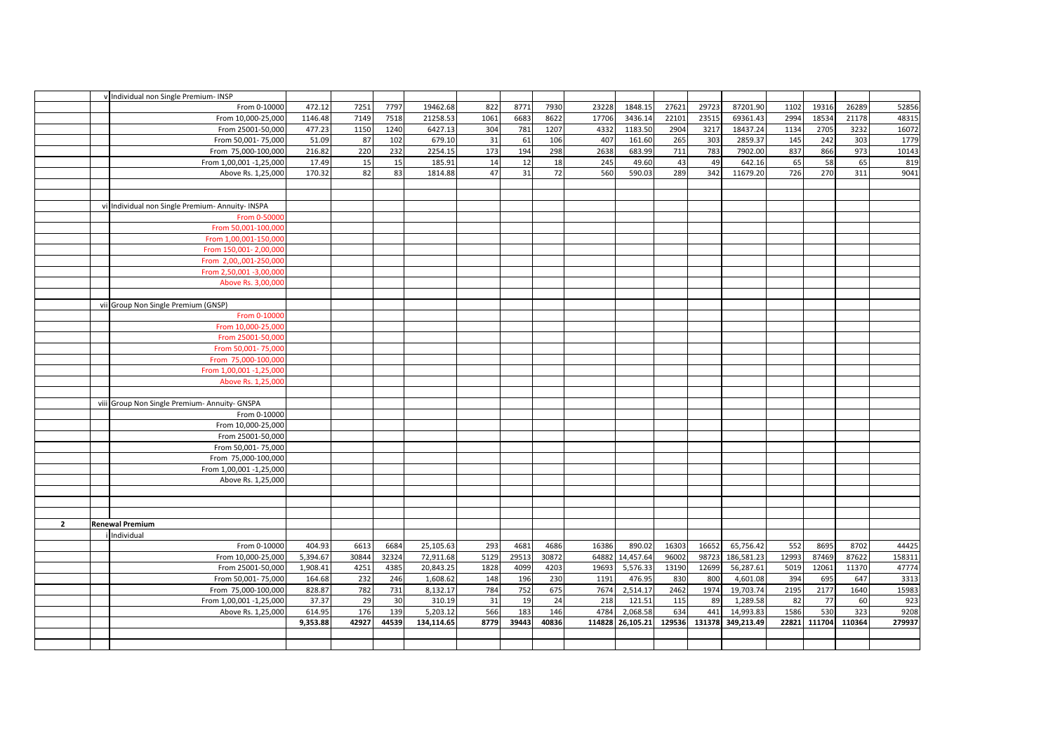| | | | | | | | | | | | | | | | | | | |
|---|---|---|---|---|---|---|---|---|---|---|---|---|---|---|---|---|---|---|
| | v | Individual non Single Premium- INSP | | | | | | | | | | | | | | | | |
| | | From 0-10000 | 472.12 | 7251 | 7797 | 19462.68 | 822 | 8771 | 7930 | 23228 | 1848.15 | 27621 | 29723 | 87201.90 | 1102 | 19316 | 26289 | 52856 |
| | | From 10,000-25,000 | 1146.48 | 7149 | 7518 | 21258.53 | 1061 | 6683 | 8622 | 17706 | 3436.14 | 22101 | 23515 | 69361.43 | 2994 | 18534 | 21178 | 48315 |
| | | From 25001-50,000 | 477.23 | 1150 | 1240 | 6427.13 | 304 | 781 | 1207 | 4332 | 1183.50 | 2904 | 3217 | 18437.24 | 1134 | 2705 | 3232 | 16072 |
| | | From 50,001- 75,000 | 51.09 | 87 | 102 | 679.10 | 31 | 61 | 106 | 407 | 161.60 | 265 | 303 | 2859.37 | 145 | 242 | 303 | 1779 |
| | | From 75,000-100,000 | 216.82 | 220 | 232 | 2254.15 | 173 | 194 | 298 | 2638 | 683.99 | 711 | 783 | 7902.00 | 837 | 866 | 973 | 10143 |
| | | From 1,00,001 -1,25,000 | 17.49 | 15 | 15 | 185.91 | 14 | 12 | 18 | 245 | 49.60 | 43 | 49 | 642.16 | 65 | 58 | 65 | 819 |
| | | Above Rs. 1,25,000 | 170.32 | 82 | 83 | 1814.88 | 47 | 31 | 72 | 560 | 590.03 | 289 | 342 | 11679.20 | 726 | 270 | 311 | 9041 |
| | | | | | | | | | | | | | | | | | | |
| | | | | | | | | | | | | | | | | | | |
| | vi | Individual non Single Premium- Annuity- INSPA | | | | | | | | | | | | | | | | |
| | | From 0-50000 | | | | | | | | | | | | | | | | |
| | | From 50,001-100,000 | | | | | | | | | | | | | | | | |
| | | From 1,00,001-150,000 | | | | | | | | | | | | | | | | |
| | | From 150,001- 2,00,000 | | | | | | | | | | | | | | | | |
| | | From 2,00,,001-250,000 | | | | | | | | | | | | | | | | |
| | | From 2,50,001 -3,00,000 | | | | | | | | | | | | | | | | |
| | | Above Rs. 3,00,000 | | | | | | | | | | | | | | | | |
| | | | | | | | | | | | | | | | | | | |
| | vii | Group Non Single Premium (GNSP) | | | | | | | | | | | | | | | | |
| | | From 0-10000 | | | | | | | | | | | | | | | | |
| | | From 10,000-25,000 | | | | | | | | | | | | | | | | |
| | | From 25001-50,000 | | | | | | | | | | | | | | | | |
| | | From 50,001- 75,000 | | | | | | | | | | | | | | | | |
| | | From 75,000-100,000 | | | | | | | | | | | | | | | | |
| | | From 1,00,001 -1,25,000 | | | | | | | | | | | | | | | | |
| | | Above Rs. 1,25,000 | | | | | | | | | | | | | | | | |
| | | | | | | | | | | | | | | | | | | |
| | viii | Group Non Single Premium- Annuity- GNSPA | | | | | | | | | | | | | | | | |
| | | From 0-10000 | | | | | | | | | | | | | | | | |
| | | From 10,000-25,000 | | | | | | | | | | | | | | | | |
| | | From 25001-50,000 | | | | | | | | | | | | | | | | |
| | | From 50,001- 75,000 | | | | | | | | | | | | | | | | |
| | | From 75,000-100,000 | | | | | | | | | | | | | | | | |
| | | From 1,00,001 -1,25,000 | | | | | | | | | | | | | | | | |
| | | Above Rs. 1,25,000 | | | | | | | | | | | | | | | | |
| | | | | | | | | | | | | | | | | | | |
| | | | | | | | | | | | | | | | | | | |
| | | | | | | | | | | | | | | | | | | |
| **2** | **Renewal Premium** | | | | | | | | | | | | | | | | | |
| | i | Individual | | | | | | | | | | | | | | | | |
| | | From 0-10000 | 404.93 | 6613 | 6684 | 25,105.63 | 293 | 4681 | 4686 | 16386 | 890.02 | 16303 | 16652 | 65,756.42 | 552 | 8695 | 8702 | 44425 |
| | | From 10,000-25,000 | 5,394.67 | 30844 | 32324 | 72,911.68 | 5129 | 29513 | 30872 | 64882 | 14,457.64 | 96002 | 98723 | 186,581.23 | 12993 | 87469 | 87622 | 158311 |
| | | From 25001-50,000 | 1,908.41 | 4251 | 4385 | 20,843.25 | 1828 | 4099 | 4203 | 19693 | 5,576.33 | 13190 | 12699 | 56,287.61 | 5019 | 12061 | 11370 | 47774 |
| | | From 50,001- 75,000 | 164.68 | 232 | 246 | 1,608.62 | 148 | 196 | 230 | 1191 | 476.95 | 830 | 800 | 4,601.08 | 394 | 695 | 647 | 3313 |
| | | From 75,000-100,000 | 828.87 | 782 | 731 | 8,132.17 | 784 | 752 | 675 | 7674 | 2,514.17 | 2462 | 1974 | 19,703.74 | 2195 | 2177 | 1640 | 15983 |
| | | From 1,00,001 -1,25,000 | 37.37 | 29 | 30 | 310.19 | 31 | 19 | 24 | 218 | 121.51 | 115 | 89 | 1,289.58 | 82 | 77 | 60 | 923 |
| | | Above Rs. 1,25,000 | 614.95 | 176 | 139 | 5,203.12 | 566 | 183 | 146 | 4784 | 2,068.58 | 634 | 441 | 14,993.83 | 1586 | 530 | 323 | 9208 |
| | | | 9,353.88 | 42927 | 44539 | 134,114.65 | 8779 | 39443 | 40836 | 114828 | 26,105.21 | 129536 | 131378 | 349,213.49 | 22821 | 111704 | 110364 | 279937 |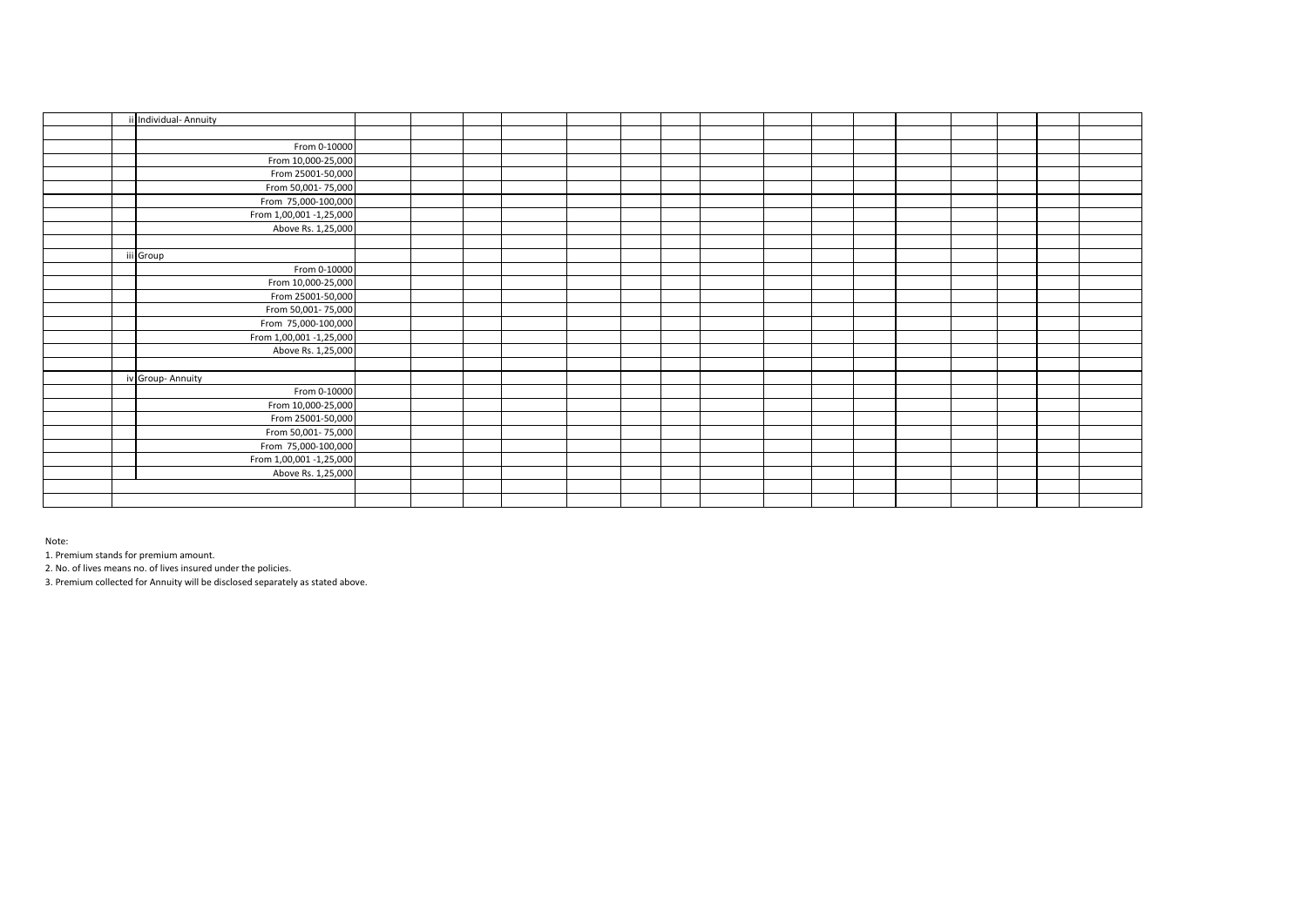| | | | | | | | | | | | | | | | | | | |
|---|---|---|---|---|---|---|---|---|---|---|---|---|---|---|---|---|---|---|
| | ii | Individual- Annuity | | | | | | | | | | | | | | | | |
| | | | | | | | | | | | | | | | | | | |
| | | From 0-10000 | | | | | | | | | | | | | | | | |
| | | From 10,000-25,000 | | | | | | | | | | | | | | | | |
| | | From 25001-50,000 | | | | | | | | | | | | | | | | |
| | | From 50,001- 75,000 | | | | | | | | | | | | | | | | |
| | | From 75,000-100,000 | | | | | | | | | | | | | | | | |
| | | From 1,00,001 -1,25,000 | | | | | | | | | | | | | | | | |
| | | Above Rs. 1,25,000 | | | | | | | | | | | | | | | | |
| | | | | | | | | | | | | | | | | | | |
| | | | | | | | | | | | | | | | | | | |
| | iii | Group | | | | | | | | | | | | | | | | |
| | | From 0-10000 | | | | | | | | | | | | | | | | |
| | | From 10,000-25,000 | | | | | | | | | | | | | | | | |
| | | From 25001-50,000 | | | | | | | | | | | | | | | | |
| | | From 50,001- 75,000 | | | | | | | | | | | | | | | | |
| | | From 75,000-100,000 | | | | | | | | | | | | | | | | |
| | | From 1,00,001 -1,25,000 | | | | | | | | | | | | | | | | |
| | | Above Rs. 1,25,000 | | | | | | | | | | | | | | | | |
| | | | | | | | | | | | | | | | | | | |
| | iv | Group- Annuity | | | | | | | | | | | | | | | | |
| | | From 0-10000 | | | | | | | | | | | | | | | | |
| | | From 10,000-25,000 | | | | | | | | | | | | | | | | |
| | | From 25001-50,000 | | | | | | | | | | | | | | | | |
| | | From 50,001- 75,000 | | | | | | | | | | | | | | | | |
| | | From 75,000-100,000 | | | | | | | | | | | | | | | | |
| | | From 1,00,001 -1,25,000 | | | | | | | | | | | | | | | | |
| | | Above Rs. 1,25,000 | | | | | | | | | | | | | | | | |
| | | | | | | | | | | | | | | | | | | |
| | | | | | | | | | | | | | | | | | | |

Note:

1. Premium stands for premium amount.
2. No. of lives means no. of lives insured under the policies.
3. Premium collected for Annuity will be disclosed separately as stated above.